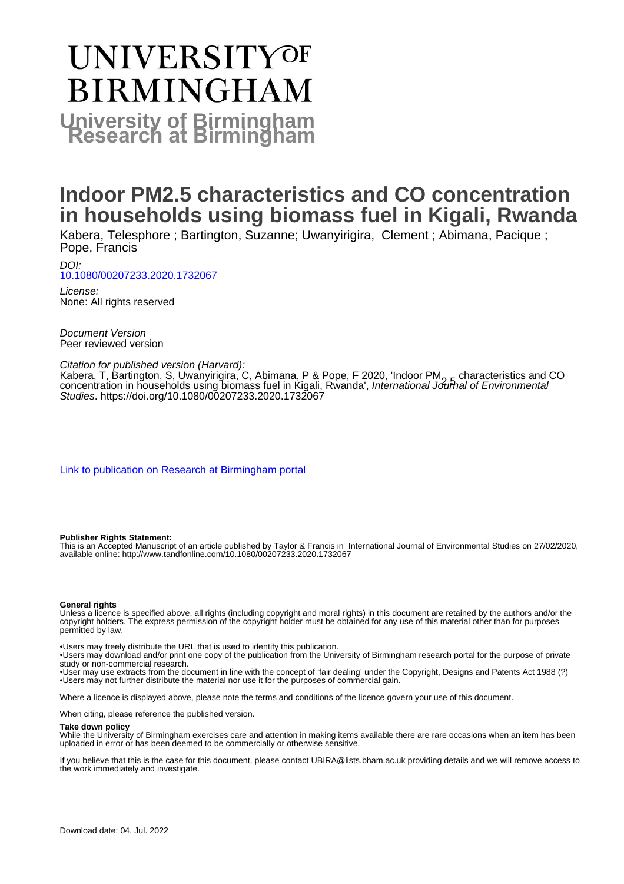# UNIVERSITY OF BIRMINGHAM

**University of Birmingham Research at Birmingham**

# Indoor PM2.5 characteristics and CO concentration in households using biomass fuel in Kigali, Rwanda

Kabera, Telesphore ; Bartington, Suzanne; Uwanyirigira, Clement ; Abimana, Pacique ; Pope, Francis

*DOI:*
10.1080/00207233.2020.1732067

*License:*
None: All rights reserved

*Document Version*
Peer reviewed version

*Citation for published version (Harvard):*
Kabera, T, Bartington, S, Uwanyirigira, C, Abimana, P & Pope, F 2020, 'Indoor $PM_{2.5}$ characteristics and CO concentration in households using biomass fuel in Kigali, Rwanda', *International Journal of Environmental Studies*. https://doi.org/10.1080/00207233.2020.1732067

Link to publication on Research at Birmingham portal

**Publisher Rights Statement:**
This is an Accepted Manuscript of an article published by Taylor & Francis in International Journal of Environmental Studies on 27/02/2020, available online: http://www.tandfonline.com/10.1080/00207233.2020.1732067

**General rights**
Unless a licence is specified above, all rights (including copyright and moral rights) in this document are retained by the authors and/or the copyright holders. The express permission of the copyright holder must be obtained for any use of this material other than for purposes permitted by law.

•Users may freely distribute the URL that is used to identify this publication.
•Users may download and/or print one copy of the publication from the University of Birmingham research portal for the purpose of private study or non-commercial research.
•User may use extracts from the document in line with the concept of 'fair dealing' under the Copyright, Designs and Patents Act 1988 (?)
•Users may not further distribute the material nor use it for the purposes of commercial gain.

Where a licence is displayed above, please note the terms and conditions of the licence govern your use of this document.

When citing, please reference the published version.

**Take down policy**
While the University of Birmingham exercises care and attention in making items available there are rare occasions when an item has been uploaded in error or has been deemed to be commercially or otherwise sensitive.

If you believe that this is the case for this document, please contact UBIRA@lists.bham.ac.uk providing details and we will remove access to the work immediately and investigate.

Download date: 04. Jul. 2022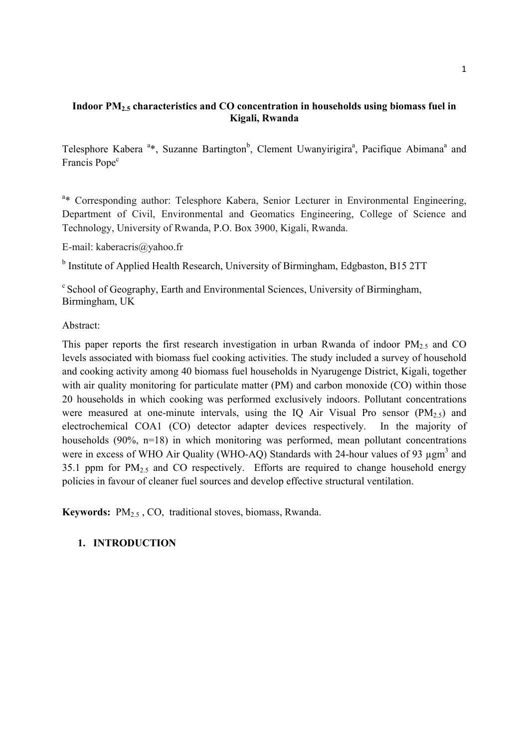**Indoor $PM_{2.5}$ characteristics and CO concentration in households using biomass fuel in Kigali, Rwanda**

Telesphore Kabera [a]*, Suzanne Bartington[b], Clement Uwanyirigira[a], Pacifique Abimana[a] and Francis Pope[c]

[a]* Corresponding author: Telesphore Kabera, Senior Lecturer in Environmental Engineering, Department of Civil, Environmental and Geomatics Engineering, College of Science and Technology, University of Rwanda, P.O. Box 3900, Kigali, Rwanda.

E-mail: kaberacris@yahoo.fr

[b] Institute of Applied Health Research, University of Birmingham, Edgbaston, B15 2TT

[c] School of Geography, Earth and Environmental Sciences, University of Birmingham, Birmingham, UK

Abstract:

This paper reports the first research investigation in urban Rwanda of indoor $PM_{2.5}$ and CO levels associated with biomass fuel cooking activities. The study included a survey of household and cooking activity among 40 biomass fuel households in Nyarugenge District, Kigali, together with air quality monitoring for particulate matter (PM) and carbon monoxide (CO) within those 20 households in which cooking was performed exclusively indoors. Pollutant concentrations were measured at one-minute intervals, using the IQ Air Visual Pro sensor ($PM_{2.5}$) and electrochemical COA1 (CO) detector adapter devices respectively. In the majority of households (90%, n=18) in which monitoring was performed, mean pollutant concentrations were in excess of WHO Air Quality (WHO-AQ) Standards with 24-hour values of 93 $\mu gm^3$ and 35.1 ppm for $PM_{2.5}$ and CO respectively. Efforts are required to change household energy policies in favour of cleaner fuel sources and develop effective structural ventilation.

**Keywords:** $PM_{2.5}$ , CO, traditional stoves, biomass, Rwanda.

## 1. INTRODUCTION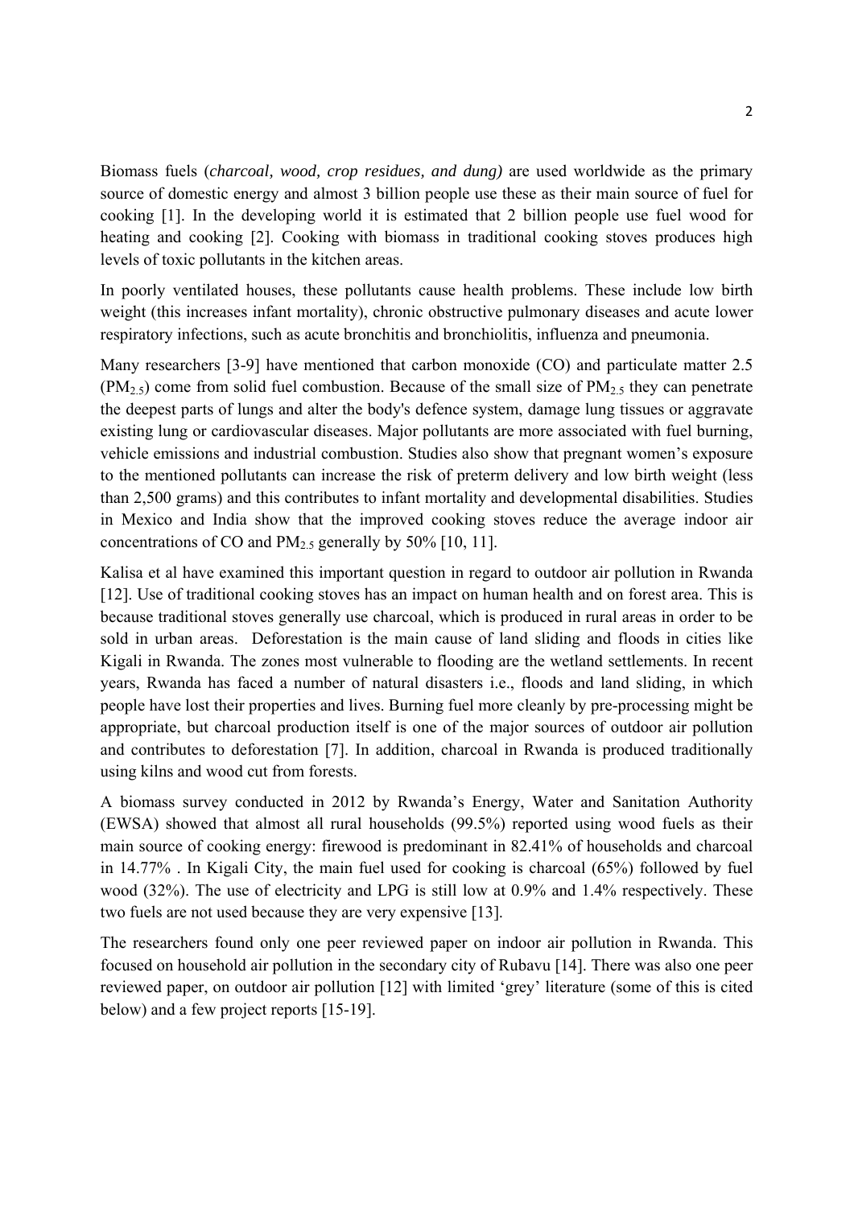Biomass fuels (*charcoal, wood, crop residues, and dung)* are used worldwide as the primary source of domestic energy and almost 3 billion people use these as their main source of fuel for cooking [1]. In the developing world it is estimated that 2 billion people use fuel wood for heating and cooking [2]. Cooking with biomass in traditional cooking stoves produces high levels of toxic pollutants in the kitchen areas.

In poorly ventilated houses, these pollutants cause health problems. These include low birth weight (this increases infant mortality), chronic obstructive pulmonary diseases and acute lower respiratory infections, such as acute bronchitis and bronchiolitis, influenza and pneumonia.

Many researchers [3-9] have mentioned that carbon monoxide (CO) and particulate matter 2.5 ($PM_{2.5}$) come from solid fuel combustion. Because of the small size of $PM_{2.5}$ they can penetrate the deepest parts of lungs and alter the body's defence system, damage lung tissues or aggravate existing lung or cardiovascular diseases. Major pollutants are more associated with fuel burning, vehicle emissions and industrial combustion. Studies also show that pregnant women's exposure to the mentioned pollutants can increase the risk of preterm delivery and low birth weight (less than 2,500 grams) and this contributes to infant mortality and developmental disabilities. Studies in Mexico and India show that the improved cooking stoves reduce the average indoor air concentrations of CO and $PM_{2.5}$ generally by 50% [10, 11].

Kalisa et al have examined this important question in regard to outdoor air pollution in Rwanda [12]. Use of traditional cooking stoves has an impact on human health and on forest area. This is because traditional stoves generally use charcoal, which is produced in rural areas in order to be sold in urban areas. Deforestation is the main cause of land sliding and floods in cities like Kigali in Rwanda. The zones most vulnerable to flooding are the wetland settlements. In recent years, Rwanda has faced a number of natural disasters i.e., floods and land sliding, in which people have lost their properties and lives. Burning fuel more cleanly by pre-processing might be appropriate, but charcoal production itself is one of the major sources of outdoor air pollution and contributes to deforestation [7]. In addition, charcoal in Rwanda is produced traditionally using kilns and wood cut from forests.

A biomass survey conducted in 2012 by Rwanda's Energy, Water and Sanitation Authority (EWSA) showed that almost all rural households (99.5%) reported using wood fuels as their main source of cooking energy: firewood is predominant in 82.41% of households and charcoal in 14.77% . In Kigali City, the main fuel used for cooking is charcoal (65%) followed by fuel wood (32%). The use of electricity and LPG is still low at 0.9% and 1.4% respectively. These two fuels are not used because they are very expensive [13].

The researchers found only one peer reviewed paper on indoor air pollution in Rwanda. This focused on household air pollution in the secondary city of Rubavu [14]. There was also one peer reviewed paper, on outdoor air pollution [12] with limited 'grey' literature (some of this is cited below) and a few project reports [15-19].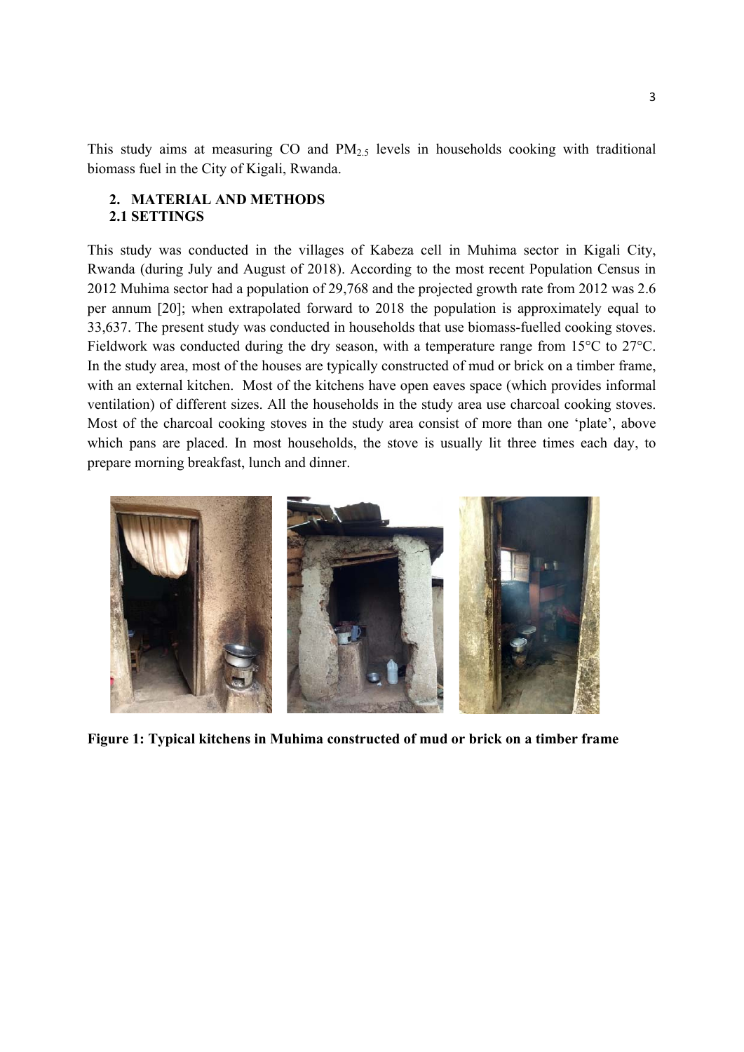This study aims at measuring CO and $PM_{2.5}$ levels in households cooking with traditional biomass fuel in the City of Kigali, Rwanda.

## 2. MATERIAL AND METHODS

### 2.1 SETTINGS

This study was conducted in the villages of Kabeza cell in Muhima sector in Kigali City, Rwanda (during July and August of 2018). According to the most recent Population Census in 2012 Muhima sector had a population of 29,768 and the projected growth rate from 2012 was 2.6 per annum [20]; when extrapolated forward to 2018 the population is approximately equal to 33,637. The present study was conducted in households that use biomass-fuelled cooking stoves. Fieldwork was conducted during the dry season, with a temperature range from 15°C to 27°C. In the study area, most of the houses are typically constructed of mud or brick on a timber frame, with an external kitchen. Most of the kitchens have open eaves space (which provides informal ventilation) of different sizes. All the households in the study area use charcoal cooking stoves. Most of the charcoal cooking stoves in the study area consist of more than one 'plate', above which pans are placed. In most households, the stove is usually lit three times each day, to prepare morning breakfast, lunch and dinner.

**Figure 1: Typical kitchens in Muhima constructed of mud or brick on a timber frame**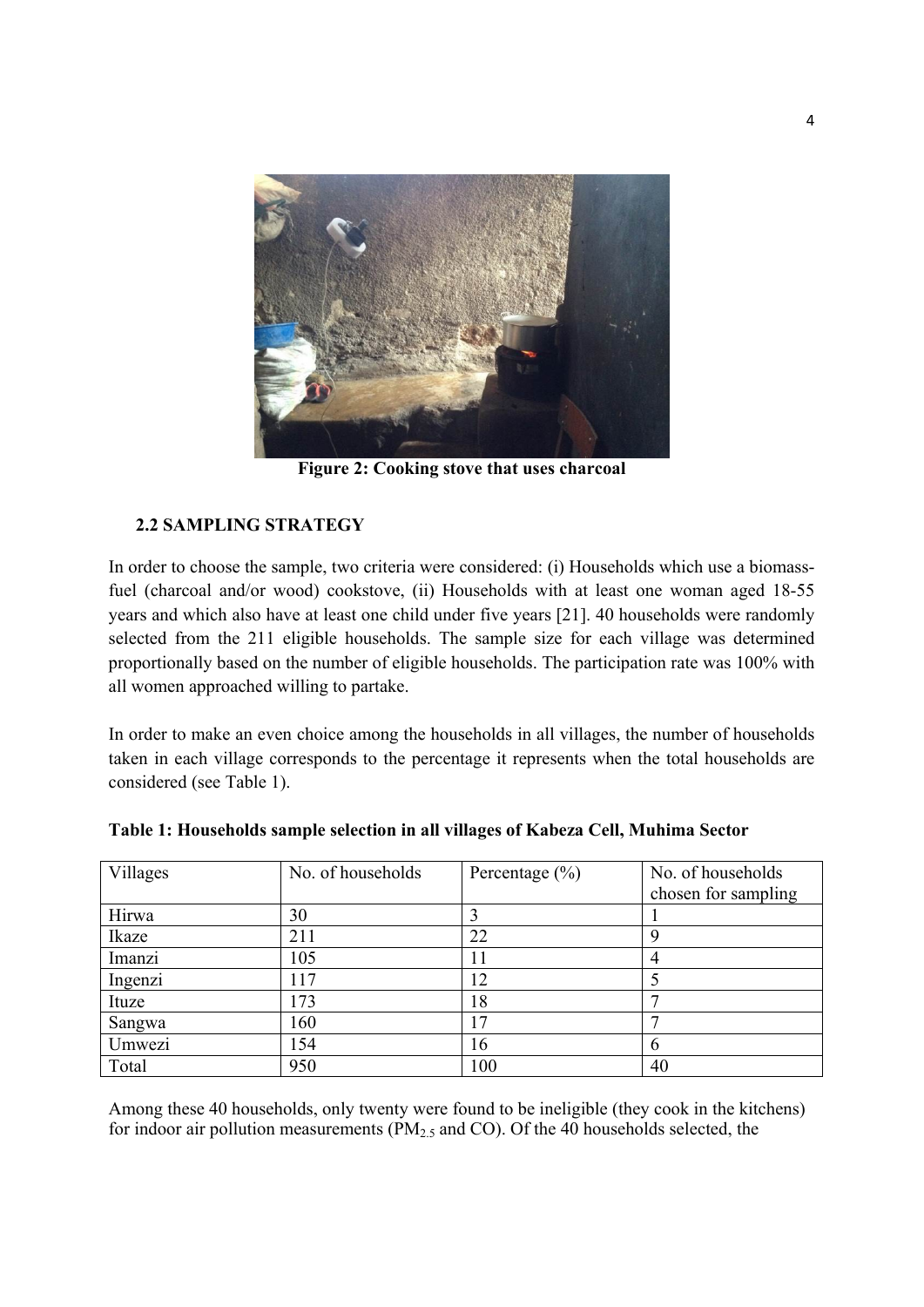Figure 2: Cooking stove that uses charcoal

## 2.2 SAMPLING STRATEGY

In order to choose the sample, two criteria were considered: (i) Households which use a biomass-fuel (charcoal and/or wood) cookstove, (ii) Households with at least one woman aged 18-55 years and which also have at least one child under five years [21]. 40 households were randomly selected from the 211 eligible households. The sample size for each village was determined proportionally based on the number of eligible households. The participation rate was 100% with all women approached willing to partake.

In order to make an even choice among the households in all villages, the number of households taken in each village corresponds to the percentage it represents when the total households are considered (see Table 1).

**Table 1: Households sample selection in all villages of Kabeza Cell, Muhima Sector**

| Villages | No. of households | Percentage (%) | No. of households chosen for sampling |
|---|---|---|---|
| Hirwa | 30 | 3 | 1 |
| Ikaze | 211 | 22 | 9 |
| Imanzi | 105 | 11 | 4 |
| Ingenzi | 117 | 12 | 5 |
| Ituze | 173 | 18 | 7 |
| Sangwa | 160 | 17 | 7 |
| Umwezi | 154 | 16 | 6 |
| Total | 950 | 100 | 40 |

Among these 40 households, only twenty were found to be ineligible (they cook in the kitchens) for indoor air pollution measurements ($PM_{2.5}$ and CO). Of the 40 households selected, the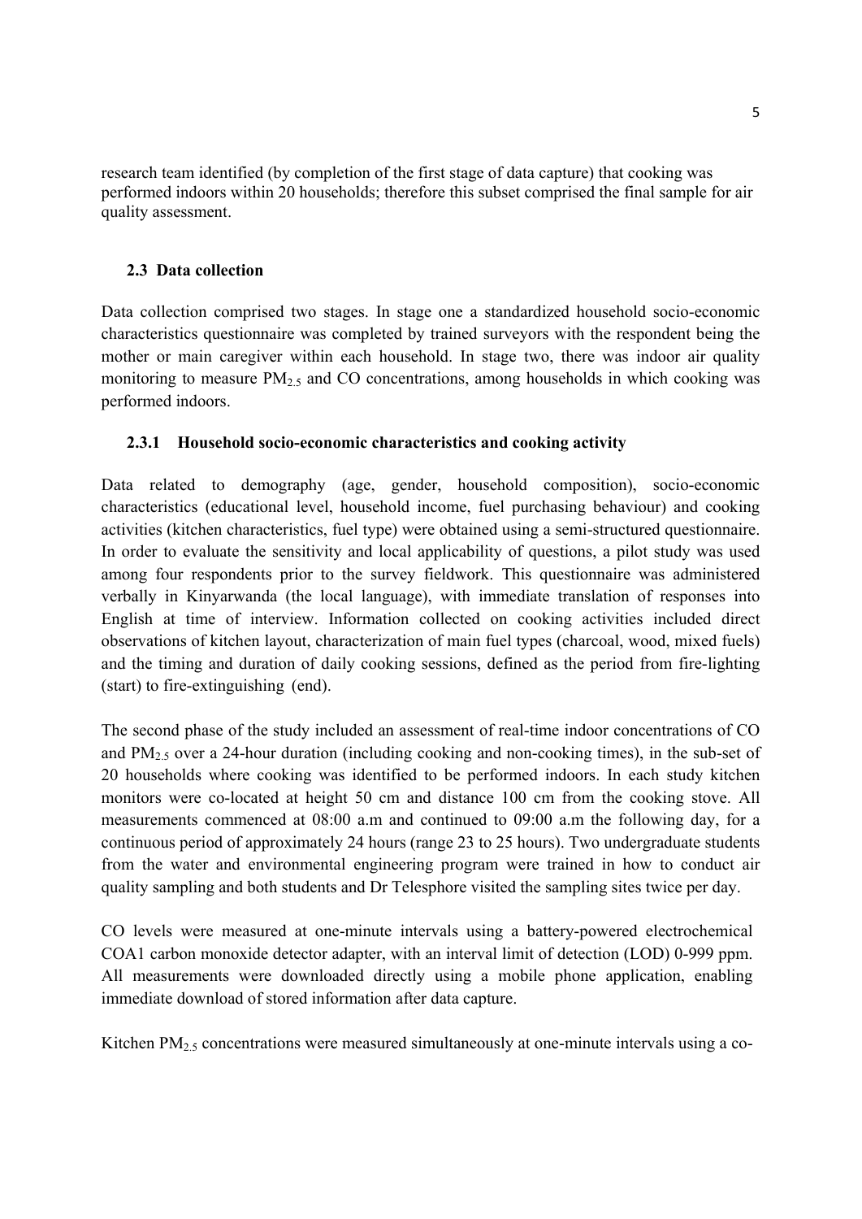research team identified (by completion of the first stage of data capture) that cooking was performed indoors within 20 households; therefore this subset comprised the final sample for air quality assessment.

### 2.3 Data collection

Data collection comprised two stages. In stage one a standardized household socio-economic characteristics questionnaire was completed by trained surveyors with the respondent being the mother or main caregiver within each household. In stage two, there was indoor air quality monitoring to measure $PM_{2.5}$ and CO concentrations, among households in which cooking was performed indoors.

#### 2.3.1 Household socio-economic characteristics and cooking activity

Data related to demography (age, gender, household composition), socio-economic characteristics (educational level, household income, fuel purchasing behaviour) and cooking activities (kitchen characteristics, fuel type) were obtained using a semi-structured questionnaire. In order to evaluate the sensitivity and local applicability of questions, a pilot study was used among four respondents prior to the survey fieldwork. This questionnaire was administered verbally in Kinyarwanda (the local language), with immediate translation of responses into English at time of interview. Information collected on cooking activities included direct observations of kitchen layout, characterization of main fuel types (charcoal, wood, mixed fuels) and the timing and duration of daily cooking sessions, defined as the period from fire-lighting (start) to fire-extinguishing (end).

The second phase of the study included an assessment of real-time indoor concentrations of CO and $PM_{2.5}$ over a 24-hour duration (including cooking and non-cooking times), in the sub-set of 20 households where cooking was identified to be performed indoors. In each study kitchen monitors were co-located at height 50 cm and distance 100 cm from the cooking stove. All measurements commenced at 08:00 a.m and continued to 09:00 a.m the following day, for a continuous period of approximately 24 hours (range 23 to 25 hours). Two undergraduate students from the water and environmental engineering program were trained in how to conduct air quality sampling and both students and Dr Telesphore visited the sampling sites twice per day.

CO levels were measured at one-minute intervals using a battery-powered electrochemical COA1 carbon monoxide detector adapter, with an interval limit of detection (LOD) 0-999 ppm. All measurements were downloaded directly using a mobile phone application, enabling immediate download of stored information after data capture.

Kitchen $PM_{2.5}$ concentrations were measured simultaneously at one-minute intervals using a co-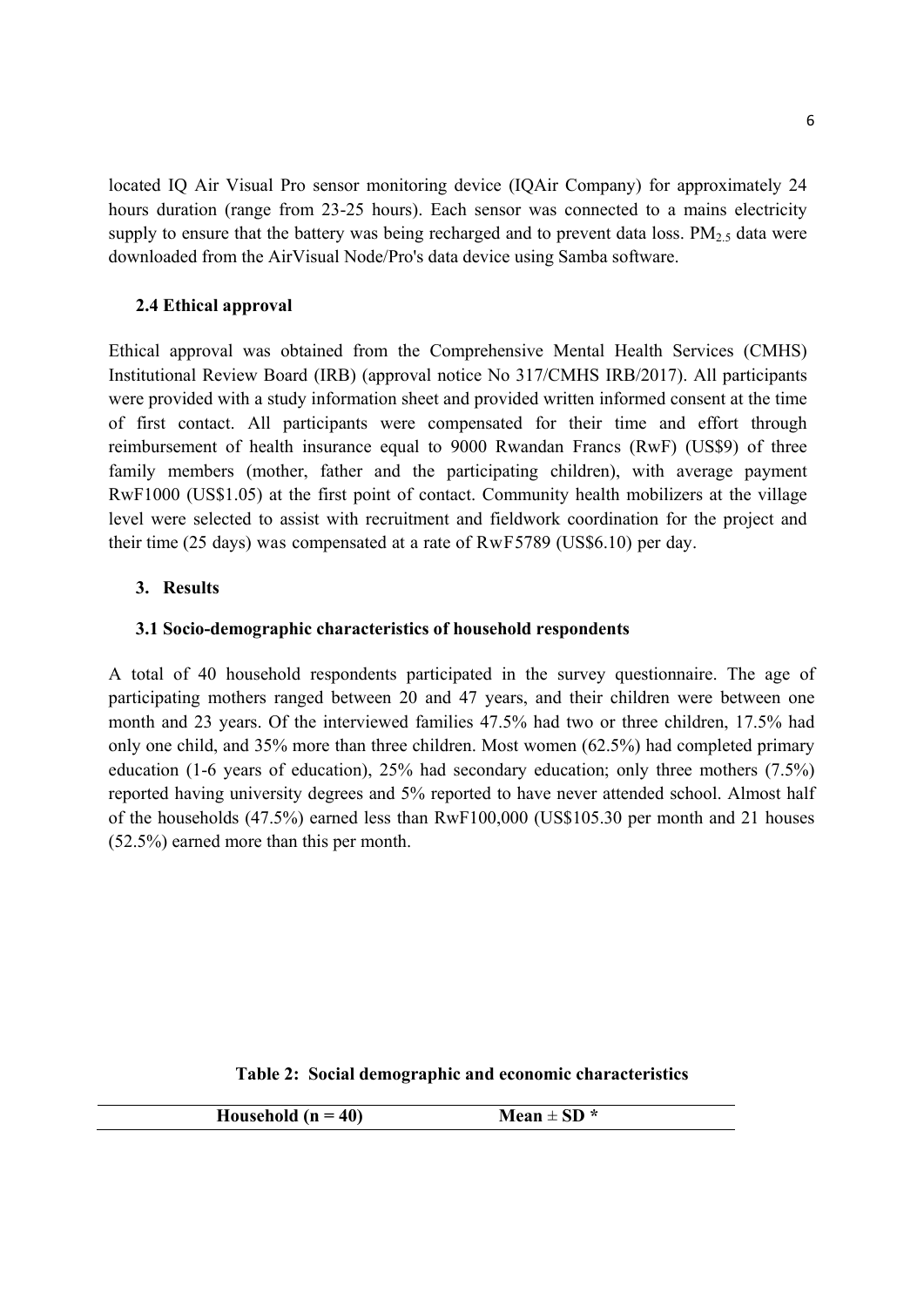located IQ Air Visual Pro sensor monitoring device (IQAir Company) for approximately 24 hours duration (range from 23-25 hours). Each sensor was connected to a mains electricity supply to ensure that the battery was being recharged and to prevent data loss. $PM_{2.5}$ data were downloaded from the AirVisual Node/Pro's data device using Samba software.

### 2.4 Ethical approval

Ethical approval was obtained from the Comprehensive Mental Health Services (CMHS) Institutional Review Board (IRB) (approval notice No 317/CMHS IRB/2017). All participants were provided with a study information sheet and provided written informed consent at the time of first contact. All participants were compensated for their time and effort through reimbursement of health insurance equal to 9000 Rwandan Francs (RwF) (US$9) of three family members (mother, father and the participating children), with average payment RwF1000 (US$1.05) at the first point of contact. Community health mobilizers at the village level were selected to assist with recruitment and fieldwork coordination for the project and their time (25 days) was compensated at a rate of RwF5789 (US$6.10) per day.

## 3. Results

### 3.1 Socio-demographic characteristics of household respondents

A total of 40 household respondents participated in the survey questionnaire. The age of participating mothers ranged between 20 and 47 years, and their children were between one month and 23 years. Of the interviewed families 47.5% had two or three children, 17.5% had only one child, and 35% more than three children. Most women (62.5%) had completed primary education (1-6 years of education), 25% had secondary education; only three mothers (7.5%) reported having university degrees and 5% reported to have never attended school. Almost half of the households (47.5%) earned less than RwF100,000 (US$105.30 per month and 21 houses (52.5%) earned more than this per month.

**Table 2: Social demographic and economic characteristics**

| Household (n = 40) | Mean ± SD * |
|---|---|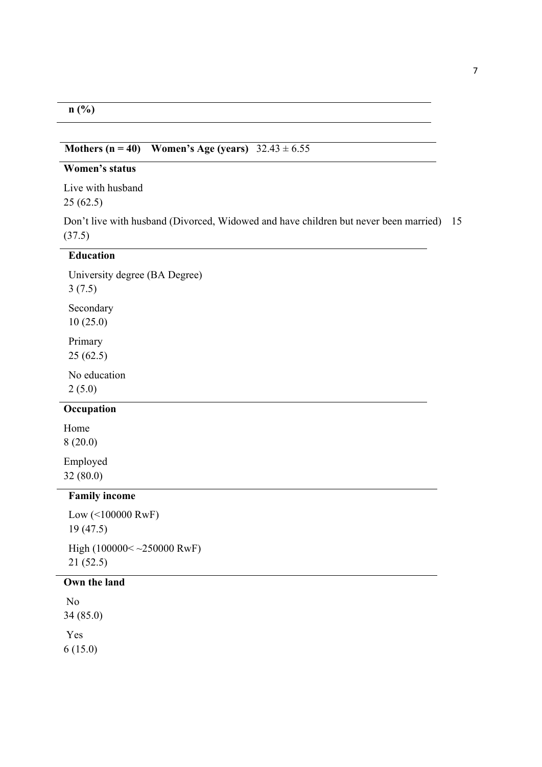| | n (%) |
|---|---|
| **Mothers (n = 40)** **Women's Age (years)** | 32.43 ± 6.55 |
| **Women's status** | |
| Live with husband | 25 (62.5) |
| Don't live with husband (Divorced, Widowed and have children but never been married) | 15 (37.5) |
| **Education** | |
| University degree (BA Degree) | 3 (7.5) |
| Secondary | 10 (25.0) |
| Primary | 25 (62.5) |
| No education | 2 (5.0) |
| **Occupation** | |
| Home | 8 (20.0) |
| Employed | 32 (80.0) |
| **Family income** | |
| Low (<100000 RwF) | 19 (47.5) |
| High (100000< ~250000 RwF) | 21 (52.5) |
| **Own the land** | |
| No | 34 (85.0) |
| Yes | 6 (15.0) |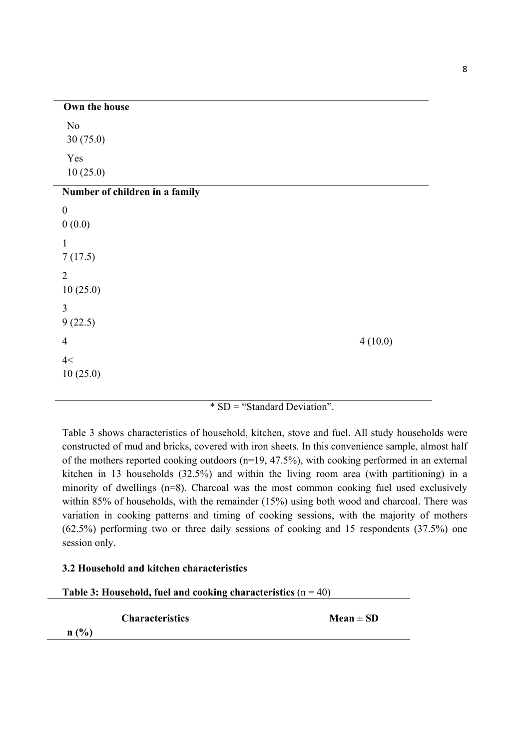| | Mean ± SD | n (%) |
|---|---|---|
| **Own the house** | | |
| No | | 30 (75.0) |
| Yes | | 10 (25.0) |
| **Number of children in a family** | | |
| 0 | | 0 (0.0) |
| 1 | | 7 (17.5) |
| 2 | | 10 (25.0) |
| 3 | | 9 (22.5) |
| 4 | | 4 (10.0) |
| 4< | | 10 (25.0) |

* SD = "Standard Deviation".

Table 3 shows characteristics of household, kitchen, stove and fuel. All study households were constructed of mud and bricks, covered with iron sheets. In this convenience sample, almost half of the mothers reported cooking outdoors (n=19, 47.5%), with cooking performed in an external kitchen in 13 households (32.5%) and within the living room area (with partitioning) in a minority of dwellings (n=8). Charcoal was the most common cooking fuel used exclusively within 85% of households, with the remainder (15%) using both wood and charcoal. There was variation in cooking patterns and timing of cooking sessions, with the majority of mothers (62.5%) performing two or three daily sessions of cooking and 15 respondents (37.5%) one session only.

### 3.2 Household and kitchen characteristics

**Table 3: Household, fuel and cooking characteristics** (n = 40)

| Characteristics | Mean ± SD | n (%) |
|---|---|---|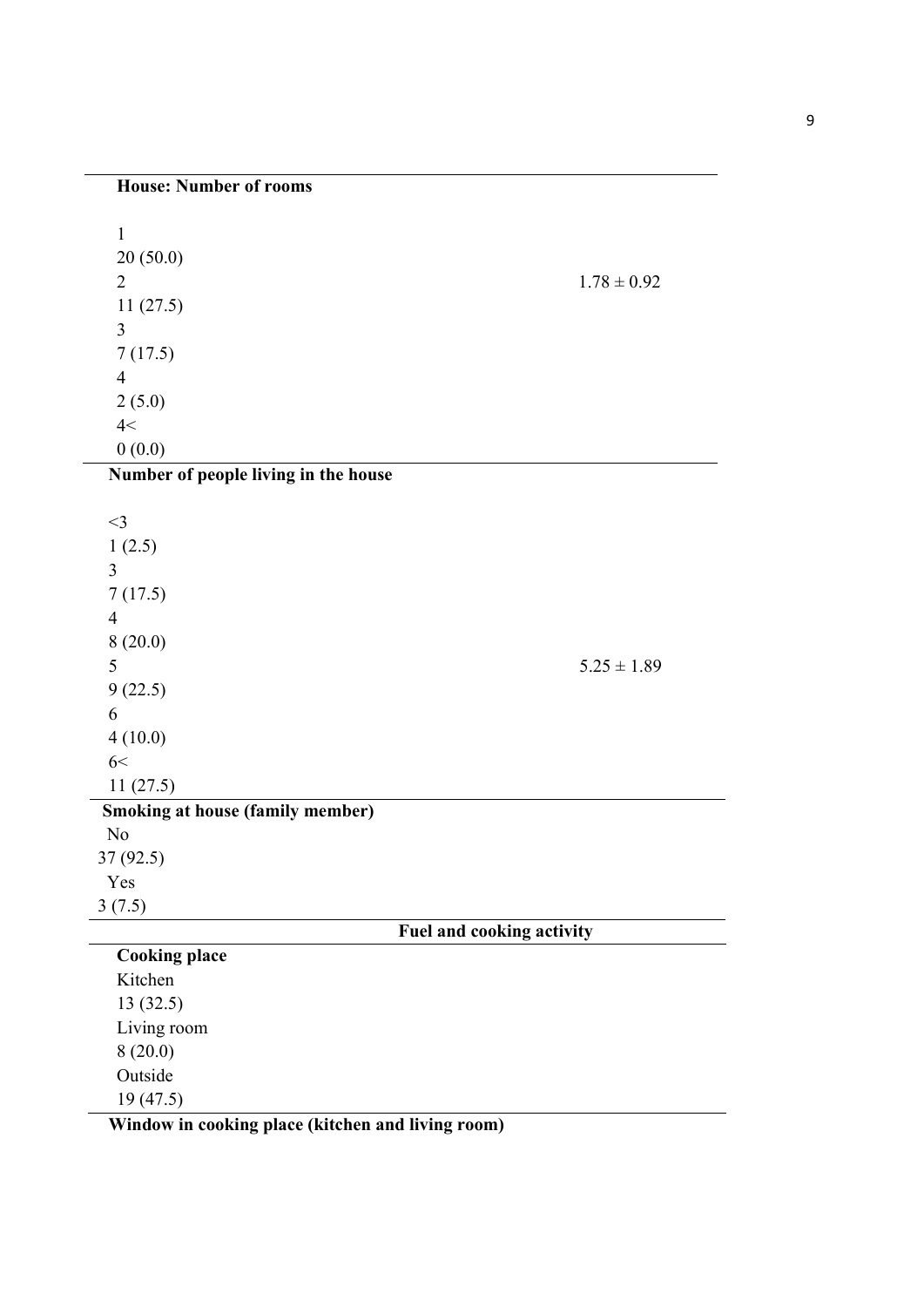| House: Number of rooms | | |
|---|---|---|
| 1 | 20 (50.0) | |
| 2 | 11 (27.5) | 1.78 ± 0.92 |
| 3 | 7 (17.5) | |
| 4 | 2 (5.0) | |
| 4< | 0 (0.0) | |
| **Number of people living in the house** | | |
| <3 | 1 (2.5) | |
| 3 | 7 (17.5) | |
| 4 | 8 (20.0) | |
| 5 | 9 (22.5) | 5.25 ± 1.89 |
| 6 | 4 (10.0) | |
| 6< | 11 (27.5) | |
| **Smoking at house (family member)** | | |
| No | 37 (92.5) | |
| Yes | 3 (7.5) | |
| **Fuel and cooking activity** | | |
| **Cooking place** | | |
| Kitchen | 13 (32.5) | |
| Living room | 8 (20.0) | |
| Outside | 19 (47.5) | |
| **Window in cooking place (kitchen and living room)** | | |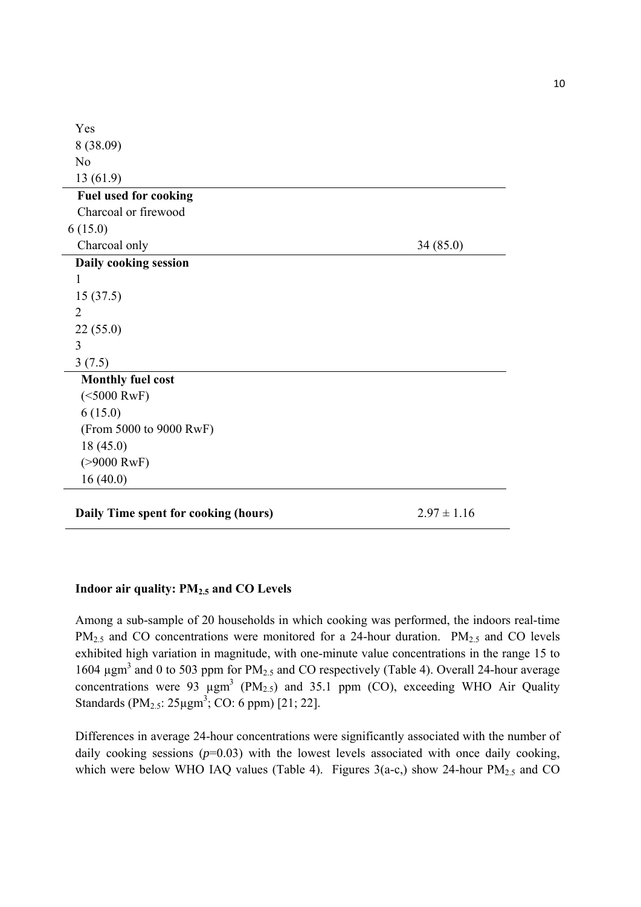| | |
|---|---|
| Yes | 8 (38.09) |
| No | 13 (61.9) |
| **Fuel used for cooking** | |
| Charcoal or firewood | 6 (15.0) |
| Charcoal only | 34 (85.0) |
| **Daily cooking session** | |
| 1 | 15 (37.5) |
| 2 | 22 (55.0) |
| 3 | 3 (7.5) |
| **Monthly fuel cost** | |
| (<5000 RwF) | 6 (15.0) |
| (From 5000 to 9000 RwF) | 18 (45.0) |
| (>9000 RwF) | 16 (40.0) |
| **Daily Time spent for cooking (hours)** | $2.97 \pm 1.16$ |

**Indoor air quality: $PM_{2.5}$ and CO Levels**

Among a sub-sample of 20 households in which cooking was performed, the indoors real-time $PM_{2.5}$ and CO concentrations were monitored for a 24-hour duration. $PM_{2.5}$ and CO levels exhibited high variation in magnitude, with one-minute value concentrations in the range 15 to 1604 $\mu gm^3$ and 0 to 503 ppm for $PM_{2.5}$ and CO respectively (Table 4). Overall 24-hour average concentrations were 93 $\mu gm^3$ ($PM_{2.5}$) and 35.1 ppm (CO), exceeding WHO Air Quality Standards ($PM_{2.5}$: 25$\mu gm^3$; CO: 6 ppm) [21; 22].

Differences in average 24-hour concentrations were significantly associated with the number of daily cooking sessions ($p$=0.03) with the lowest levels associated with once daily cooking, which were below WHO IAQ values (Table 4). Figures 3(a-c,) show 24-hour $PM_{2.5}$ and CO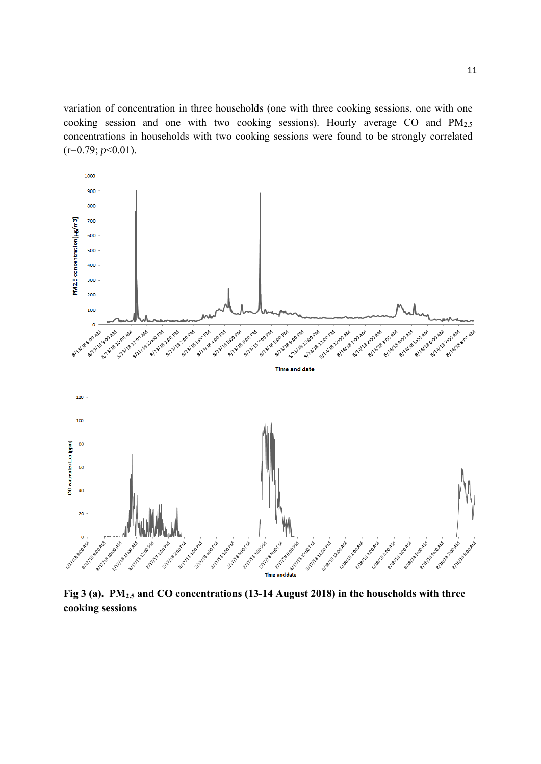variation of concentration in three households (one with three cooking sessions, one with one cooking session and one with two cooking sessions). Hourly average CO and $PM_{2.5}$ concentrations in households with two cooking sessions were found to be strongly correlated ($r$=0.79; $p$<0.01).

**Fig 3 (a). $PM_{2.5}$ and CO concentrations (13-14 August 2018) in the households with three cooking sessions**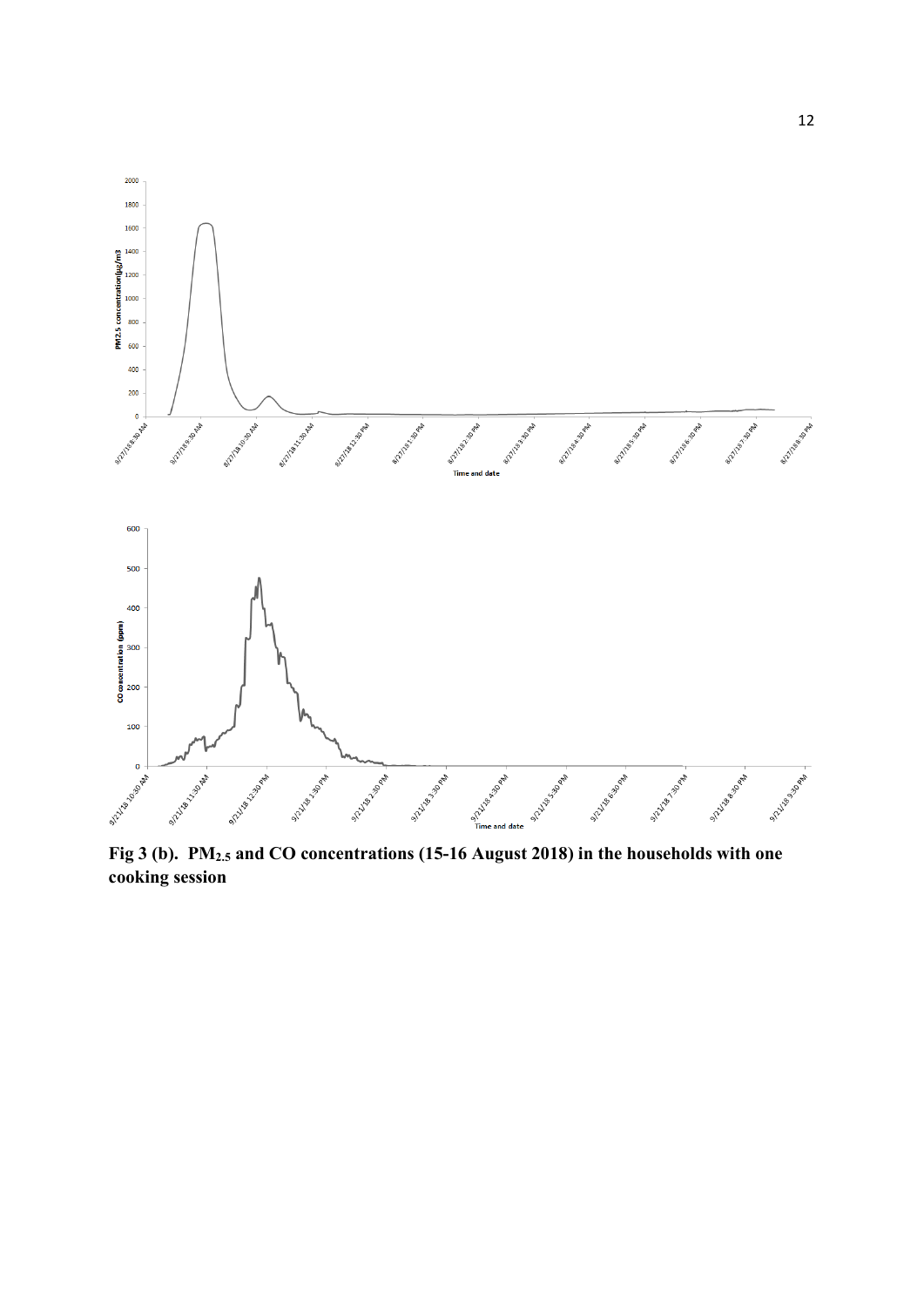**Fig 3 (b). $PM_{2.5}$ and CO concentrations (15-16 August 2018) in the households with one cooking session**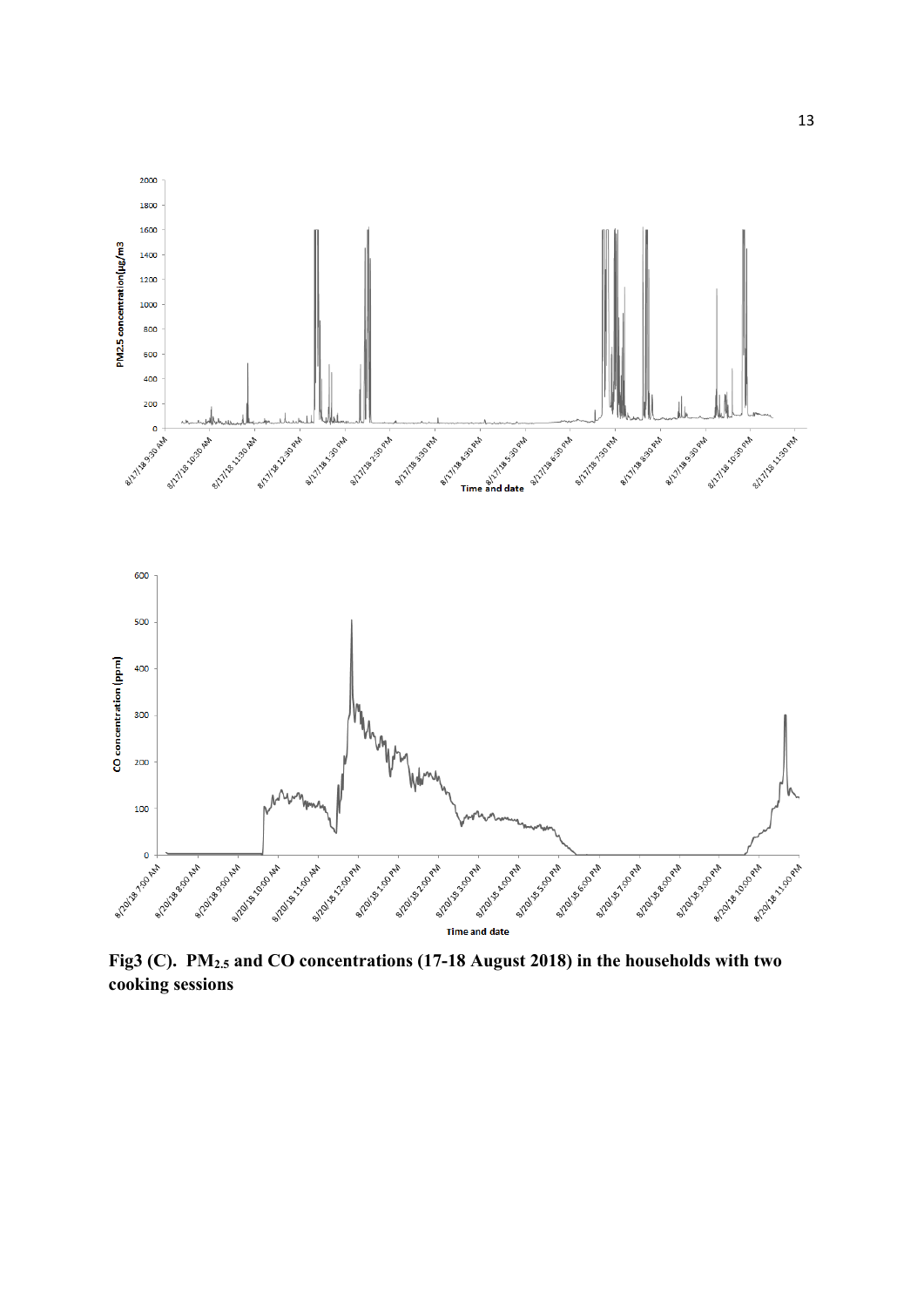**Fig3 (C). $PM_{2.5}$ and CO concentrations (17-18 August 2018) in the households with two cooking sessions**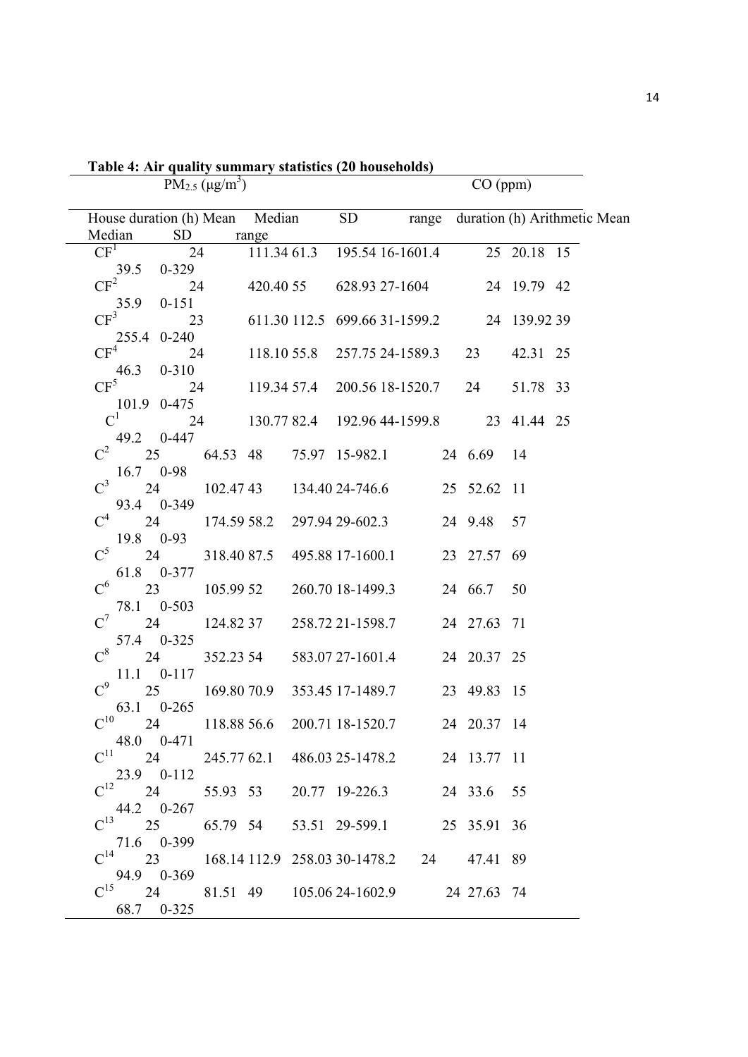**Table 4: Air quality summary statistics (20 households)**

| | $PM_{2.5}$ (μg/m$^3$) | | | | | CO (ppm) | | | | |
|---|---|---|---|---|---|---|---|---|---|---|
| House | duration (h) | Mean | Median | SD | range | duration (h) | Arithmetic Mean | Median | SD | range |
| $CF^1$ | 24 | 111.34 | 61.3 | 195.54 | 16-1601.4 | 25 | 20.18 | 15 | 39.5 | 0-329 |
| $CF^2$ | 24 | 420.40 | 55 | 628.93 | 27-1604 | 24 | 19.79 | 42 | 35.9 | 0-151 |
| $CF^3$ | 23 | 611.30 | 112.5 | 699.66 | 31-1599.2 | 24 | 139.92 | 39 | 255.4 | 0-240 |
| $CF^4$ | 24 | 118.10 | 55.8 | 257.75 | 24-1589.3 | 23 | 42.31 | 25 | 46.3 | 0-310 |
| $CF^5$ | 24 | 119.34 | 57.4 | 200.56 | 18-1520.7 | 24 | 51.78 | 33 | 101.9 | 0-475 |
| $C^1$ | 24 | 130.77 | 82.4 | 192.96 | 44-1599.8 | 23 | 41.44 | 25 | 49.2 | 0-447 |
| $C^2$ | 25 | 64.53 | 48 | 75.97 | 15-982.1 | 24 | 6.69 | 14 | 16.7 | 0-98 |
| $C^3$ | 24 | 102.47 | 43 | 134.40 | 24-746.6 | 25 | 52.62 | 11 | 93.4 | 0-349 |
| $C^4$ | 24 | 174.59 | 58.2 | 297.94 | 29-602.3 | 24 | 9.48 | 57 | 19.8 | 0-93 |
| $C^5$ | 24 | 318.40 | 87.5 | 495.88 | 17-1600.1 | 23 | 27.57 | 69 | 61.8 | 0-377 |
| $C^6$ | 23 | 105.99 | 52 | 260.70 | 18-1499.3 | 24 | 66.7 | 50 | 78.1 | 0-503 |
| $C^7$ | 24 | 124.82 | 37 | 258.72 | 21-1598.7 | 24 | 27.63 | 71 | 57.4 | 0-325 |
| $C^8$ | 24 | 352.23 | 54 | 583.07 | 27-1601.4 | 24 | 20.37 | 25 | 11.1 | 0-117 |
| $C^9$ | 25 | 169.80 | 70.9 | 353.45 | 17-1489.7 | 23 | 49.83 | 15 | 63.1 | 0-265 |
| $C^{10}$ | 24 | 118.88 | 56.6 | 200.71 | 18-1520.7 | 24 | 20.37 | 14 | 48.0 | 0-471 |
| $C^{11}$ | 24 | 245.77 | 62.1 | 486.03 | 25-1478.2 | 24 | 13.77 | 11 | 23.9 | 0-112 |
| $C^{12}$ | 24 | 55.93 | 53 | 20.77 | 19-226.3 | 24 | 33.6 | 55 | 44.2 | 0-267 |
| $C^{13}$ | 25 | 65.79 | 54 | 53.51 | 29-599.1 | 25 | 35.91 | 36 | 71.6 | 0-399 |
| $C^{14}$ | 23 | 168.14 | 112.9 | 258.03 | 30-1478.2 | 24 | 47.41 | 89 | 94.9 | 0-369 |
| $C^{15}$ | 24 | 81.51 | 49 | 105.06 | 24-1602.9 | 24 | 27.63 | 74 | 68.7 | 0-325 |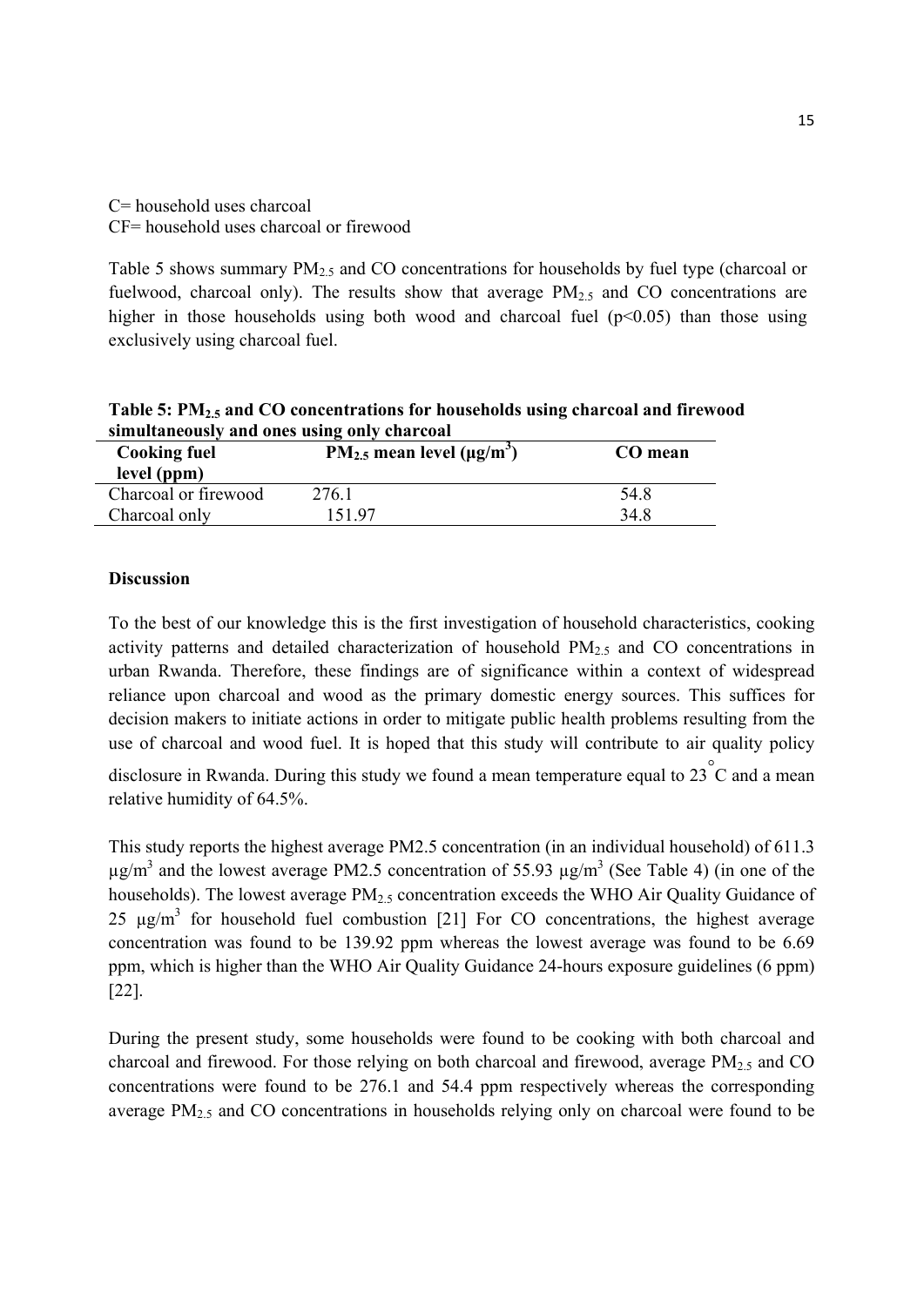C= household uses charcoal
CF= household uses charcoal or firewood

Table 5 shows summary $PM_{2.5}$ and CO concentrations for households by fuel type (charcoal or fuelwood, charcoal only). The results show that average $PM_{2.5}$ and CO concentrations are higher in those households using both wood and charcoal fuel ($p<0.05$) than those using exclusively using charcoal fuel.

**Table 5: $PM_{2.5}$ and CO concentrations for households using charcoal and firewood simultaneously and ones using only charcoal**

| Cooking fuel level (ppm) | $PM_{2.5}$ mean level ($\mu g/m^3$) | CO mean |
| --- | --- | --- |
| Charcoal or firewood | 276.1 | 54.8 |
| Charcoal only | 151.97 | 34.8 |

**Discussion**

To the best of our knowledge this is the first investigation of household characteristics, cooking activity patterns and detailed characterization of household $PM_{2.5}$ and CO concentrations in urban Rwanda. Therefore, these findings are of significance within a context of widespread reliance upon charcoal and wood as the primary domestic energy sources. This suffices for decision makers to initiate actions in order to mitigate public health problems resulting from the use of charcoal and wood fuel. It is hoped that this study will contribute to air quality policy disclosure in Rwanda. During this study we found a mean temperature equal to 23 °C and a mean relative humidity of 64.5%.

This study reports the highest average PM2.5 concentration (in an individual household) of 611.3 $\mu g/m^3$ and the lowest average PM2.5 concentration of 55.93 $\mu g/m^3$ (See Table 4) (in one of the households). The lowest average $PM_{2.5}$ concentration exceeds the WHO Air Quality Guidance of 25 $\mu g/m^3$ for household fuel combustion [21] For CO concentrations, the highest average concentration was found to be 139.92 ppm whereas the lowest average was found to be 6.69 ppm, which is higher than the WHO Air Quality Guidance 24-hours exposure guidelines (6 ppm) [22].

During the present study, some households were found to be cooking with both charcoal and charcoal and firewood. For those relying on both charcoal and firewood, average $PM_{2.5}$ and CO concentrations were found to be 276.1 and 54.4 ppm respectively whereas the corresponding average $PM_{2.5}$ and CO concentrations in households relying only on charcoal were found to be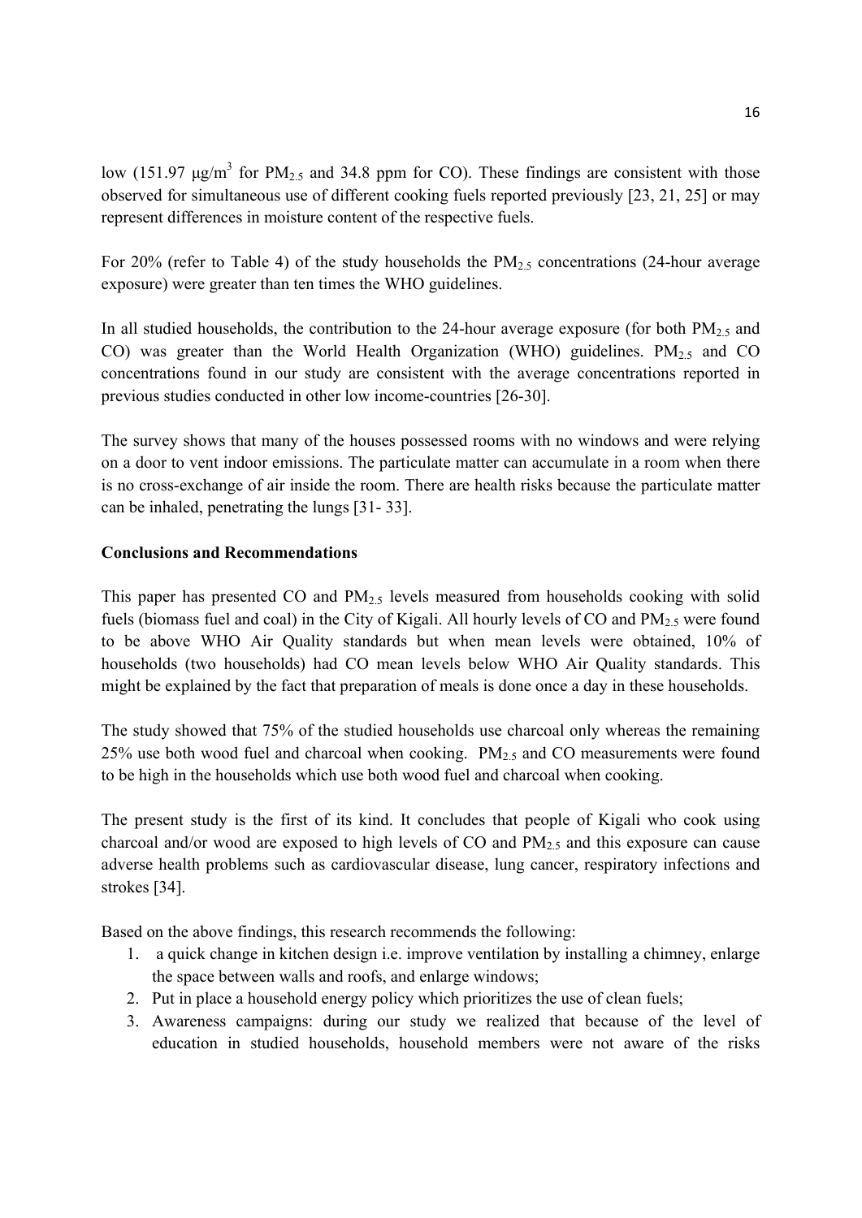low (151.97 $\mu g/m^3$ for $PM_{2.5}$ and 34.8 ppm for CO). These findings are consistent with those observed for simultaneous use of different cooking fuels reported previously [23, 21, 25] or may represent differences in moisture content of the respective fuels.

For 20% (refer to Table 4) of the study households the $PM_{2.5}$ concentrations (24-hour average exposure) were greater than ten times the WHO guidelines.

In all studied households, the contribution to the 24-hour average exposure (for both $PM_{2.5}$ and CO) was greater than the World Health Organization (WHO) guidelines. $PM_{2.5}$ and CO concentrations found in our study are consistent with the average concentrations reported in previous studies conducted in other low income-countries [26-30].

The survey shows that many of the houses possessed rooms with no windows and were relying on a door to vent indoor emissions. The particulate matter can accumulate in a room when there is no cross-exchange of air inside the room. There are health risks because the particulate matter can be inhaled, penetrating the lungs [31- 33].

**Conclusions and Recommendations**

This paper has presented CO and $PM_{2.5}$ levels measured from households cooking with solid fuels (biomass fuel and coal) in the City of Kigali. All hourly levels of CO and $PM_{2.5}$ were found to be above WHO Air Quality standards but when mean levels were obtained, 10% of households (two households) had CO mean levels below WHO Air Quality standards. This might be explained by the fact that preparation of meals is done once a day in these households.

The study showed that 75% of the studied households use charcoal only whereas the remaining 25% use both wood fuel and charcoal when cooking. $PM_{2.5}$ and CO measurements were found to be high in the households which use both wood fuel and charcoal when cooking.

The present study is the first of its kind. It concludes that people of Kigali who cook using charcoal and/or wood are exposed to high levels of CO and $PM_{2.5}$ and this exposure can cause adverse health problems such as cardiovascular disease, lung cancer, respiratory infections and strokes [34].

Based on the above findings, this research recommends the following:

1. a quick change in kitchen design i.e. improve ventilation by installing a chimney, enlarge the space between walls and roofs, and enlarge windows;
2. Put in place a household energy policy which prioritizes the use of clean fuels;
3. Awareness campaigns: during our study we realized that because of the level of education in studied households, household members were not aware of the risks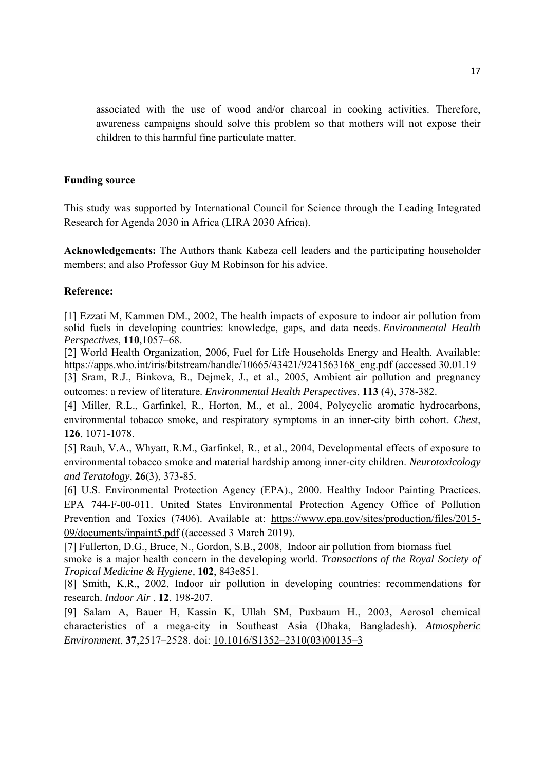associated with the use of wood and/or charcoal in cooking activities. Therefore, awareness campaigns should solve this problem so that mothers will not expose their children to this harmful fine particulate matter.

**Funding source**

This study was supported by International Council for Science through the Leading Integrated Research for Agenda 2030 in Africa (LIRA 2030 Africa).

**Acknowledgements:** The Authors thank Kabeza cell leaders and the participating householder members; and also Professor Guy M Robinson for his advice.

**Reference:**

[1] Ezzati M, Kammen DM., 2002, The health impacts of exposure to indoor air pollution from solid fuels in developing countries: knowledge, gaps, and data needs. *Environmental Health Perspectives*, **110**,1057–68.

[2] World Health Organization, 2006, Fuel for Life Households Energy and Health. Available: https://apps.who.int/iris/bitstream/handle/10665/43421/9241563168_eng.pdf (accessed 30.01.19

[3] Sram, R.J., Binkova, B., Dejmek, J., et al., 2005, Ambient air pollution and pregnancy outcomes: a review of literature. *Environmental Health Perspectives*, **113** (4), 378-382.

[4] Miller, R.L., Garfinkel, R., Horton, M., et al., 2004, Polycyclic aromatic hydrocarbons, environmental tobacco smoke, and respiratory symptoms in an inner-city birth cohort. *Chest*, **126**, 1071-1078.

[5] Rauh, V.A., Whyatt, R.M., Garfinkel, R., et al., 2004, Developmental effects of exposure to environmental tobacco smoke and material hardship among inner-city children. *Neurotoxicology and Teratology*, **26**(3), 373-85.

[6] U.S. Environmental Protection Agency (EPA)., 2000. Healthy Indoor Painting Practices. EPA 744-F-00-011. United States Environmental Protection Agency Office of Pollution Prevention and Toxics (7406). Available at: https://www.epa.gov/sites/production/files/2015-09/documents/inpaint5.pdf ((accessed 3 March 2019).

[7] Fullerton, D.G., Bruce, N., Gordon, S.B., 2008, Indoor air pollution from biomass fuel smoke is a major health concern in the developing world. *Transactions of the Royal Society of Tropical Medicine & Hygiene,* **102**, 843e851.

[8] Smith, K.R., 2002. Indoor air pollution in developing countries: recommendations for research. *Indoor Air* , **12**, 198-207.

[9] Salam A, Bauer H, Kassin K, Ullah SM, Puxbaum H., 2003, Aerosol chemical characteristics of a mega-city in Southeast Asia (Dhaka, Bangladesh). *Atmospheric Environment*, **37**,2517–2528. doi: 10.1016/S1352–2310(03)00135–3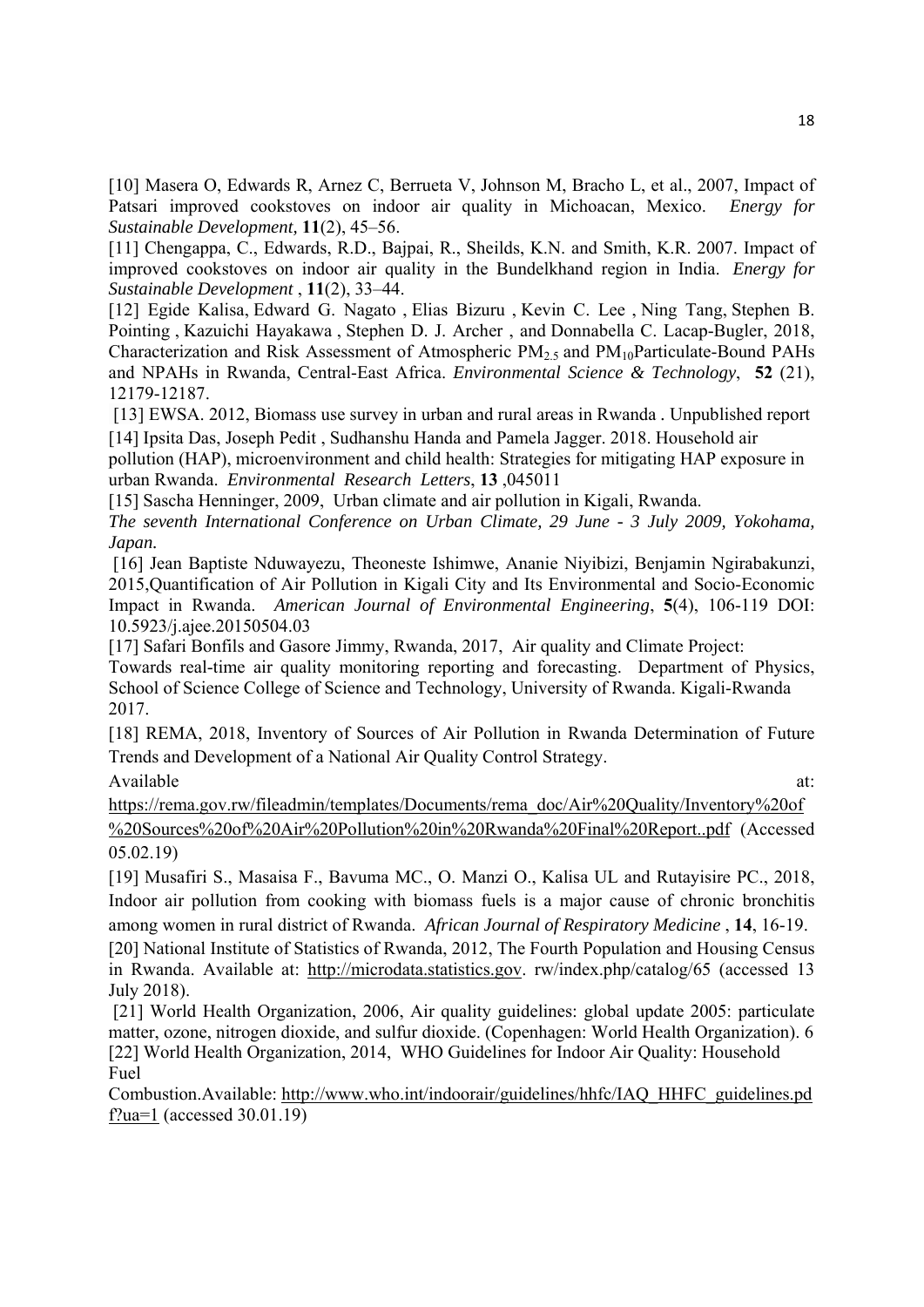[10] Masera O, Edwards R, Arnez C, Berrueta V, Johnson M, Bracho L, et al., 2007, Impact of Patsari improved cookstoves on indoor air quality in Michoacan, Mexico. *Energy for Sustainable Development,* **11**(2), 45–56.

[11] Chengappa, C., Edwards, R.D., Bajpai, R., Sheilds, K.N. and Smith, K.R. 2007. Impact of improved cookstoves on indoor air quality in the Bundelkhand region in India. *Energy for Sustainable Development* , **11**(2), 33–44.

[12] Egide Kalisa, Edward G. Nagato , Elias Bizuru , Kevin C. Lee , Ning Tang, Stephen B. Pointing , Kazuichi Hayakawa , Stephen D. J. Archer , and Donnabella C. Lacap-Bugler, 2018, Characterization and Risk Assessment of Atmospheric $PM_{2.5}$ and $PM_{10}$Particulate-Bound PAHs and NPAHs in Rwanda, Central-East Africa. *Environmental Science & Technology*, **52** (21), 12179-12187.

[13] EWSA. 2012, Biomass use survey in urban and rural areas in Rwanda . Unpublished report

[14] Ipsita Das, Joseph Pedit , Sudhanshu Handa and Pamela Jagger. 2018. Household air pollution (HAP), microenvironment and child health: Strategies for mitigating HAP exposure in urban Rwanda. *Environmental Research Letters*, **13** ,045011

[15] Sascha Henninger, 2009, Urban climate and air pollution in Kigali, Rwanda. *The seventh International Conference on Urban Climate, 29 June - 3 July 2009, Yokohama, Japan.*

[16] Jean Baptiste Nduwayezu, Theoneste Ishimwe, Ananie Niyibizi, Benjamin Ngirabakunzi, 2015,Quantification of Air Pollution in Kigali City and Its Environmental and Socio-Economic Impact in Rwanda. *American Journal of Environmental Engineering*, **5**(4), 106-119 DOI: 10.5923/j.ajee.20150504.03

[17] Safari Bonfils and Gasore Jimmy, Rwanda, 2017, Air quality and Climate Project: Towards real-time air quality monitoring reporting and forecasting. Department of Physics, School of Science College of Science and Technology, University of Rwanda. Kigali-Rwanda 2017.

[18] REMA, 2018, Inventory of Sources of Air Pollution in Rwanda Determination of Future Trends and Development of a National Air Quality Control Strategy. Available at: https://rema.gov.rw/fileadmin/templates/Documents/rema_doc/Air%20Quality/Inventory%20of%20Sources%20of%20Air%20Pollution%20in%20Rwanda%20Final%20Report..pdf (Accessed 05.02.19)

[19] Musafiri S., Masaisa F., Bavuma MC., O. Manzi O., Kalisa UL and Rutayisire PC., 2018, Indoor air pollution from cooking with biomass fuels is a major cause of chronic bronchitis among women in rural district of Rwanda. *African Journal of Respiratory Medicine* , **14**, 16-19.

[20] National Institute of Statistics of Rwanda, 2012, The Fourth Population and Housing Census in Rwanda. Available at: http://microdata.statistics.gov. rw/index.php/catalog/65 (accessed 13 July 2018).

[21] World Health Organization, 2006, Air quality guidelines: global update 2005: particulate matter, ozone, nitrogen dioxide, and sulfur dioxide. (Copenhagen: World Health Organization). 6

[22] World Health Organization, 2014, WHO Guidelines for Indoor Air Quality: Household Fuel Combustion.Available: http://www.who.int/indoorair/guidelines/hhfc/IAQ_HHFC_guidelines.pdf?ua=1 (accessed 30.01.19)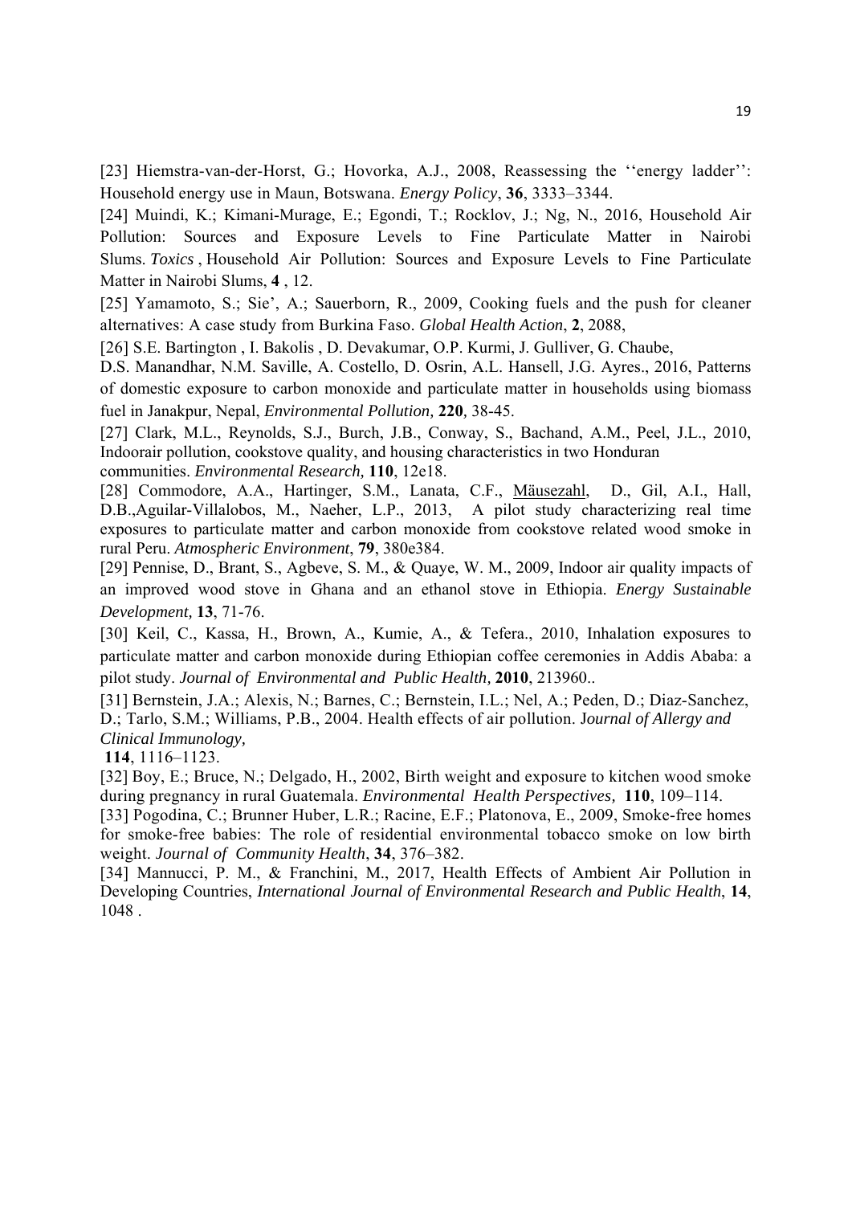[23] Hiemstra-van-der-Horst, G.; Hovorka, A.J., 2008, Reassessing the ''energy ladder'': Household energy use in Maun, Botswana. *Energy Policy*, **36**, 3333–3344.

[24] Muindi, K.; Kimani-Murage, E.; Egondi, T.; Rocklov, J.; Ng, N., 2016, Household Air Pollution: Sources and Exposure Levels to Fine Particulate Matter in Nairobi Slums. *Toxics* , Household Air Pollution: Sources and Exposure Levels to Fine Particulate Matter in Nairobi Slums, **4** , 12.

[25] Yamamoto, S.; Sie', A.; Sauerborn, R., 2009, Cooking fuels and the push for cleaner alternatives: A case study from Burkina Faso. *Global Health Action*, **2**, 2088,

[26] S.E. Bartington , I. Bakolis , D. Devakumar, O.P. Kurmi, J. Gulliver, G. Chaube, D.S. Manandhar, N.M. Saville, A. Costello, D. Osrin, A.L. Hansell, J.G. Ayres., 2016, Patterns of domestic exposure to carbon monoxide and particulate matter in households using biomass fuel in Janakpur, Nepal, *Environmental Pollution,* **220***,* 38-45.

[27] Clark, M.L., Reynolds, S.J., Burch, J.B., Conway, S., Bachand, A.M., Peel, J.L., 2010, Indoorair pollution, cookstove quality, and housing characteristics in two Honduran communities. *Environmental Research,* **110**, 12e18.

[28] Commodore, A.A., Hartinger, S.M., Lanata, C.F., Mäusezahl, D., Gil, A.I., Hall, D.B.,Aguilar-Villalobos, M., Naeher, L.P., 2013, A pilot study characterizing real time exposures to particulate matter and carbon monoxide from cookstove related wood smoke in rural Peru. *Atmospheric Environment*, **79**, 380e384.

[29] Pennise, D., Brant, S., Agbeve, S. M., & Quaye, W. M., 2009, Indoor air quality impacts of an improved wood stove in Ghana and an ethanol stove in Ethiopia. *Energy Sustainable Development,* **13**, 71-76.

[30] Keil, C., Kassa, H., Brown, A., Kumie, A., & Tefera., 2010, Inhalation exposures to particulate matter and carbon monoxide during Ethiopian coffee ceremonies in Addis Ababa: a pilot study. *Journal of Environmental and Public Health,* **2010**, 213960..

[31] Bernstein, J.A.; Alexis, N.; Barnes, C.; Bernstein, I.L.; Nel, A.; Peden, D.; Diaz-Sanchez, D.; Tarlo, S.M.; Williams, P.B., 2004. Health effects of air pollution. J*ournal of Allergy and Clinical Immunology,*
**114**, 1116–1123.

[32] Boy, E.; Bruce, N.; Delgado, H., 2002, Birth weight and exposure to kitchen wood smoke during pregnancy in rural Guatemala. *Environmental Health Perspectives,* **110**, 109–114.

[33] Pogodina, C.; Brunner Huber, L.R.; Racine, E.F.; Platonova, E., 2009, Smoke-free homes for smoke-free babies: The role of residential environmental tobacco smoke on low birth weight. *Journal of Community Health*, **34**, 376–382.

[34] Mannucci, P. M., & Franchini, M., 2017, Health Effects of Ambient Air Pollution in Developing Countries, *International Journal of Environmental Research and Public Health*, **14**, 1048 .